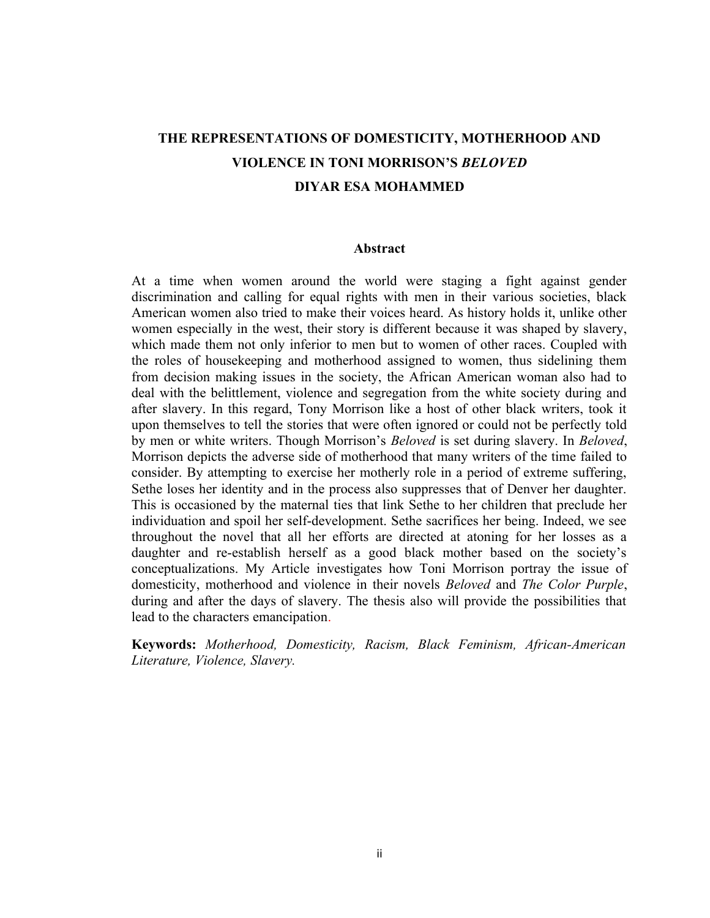# THE REPRESENTATIONS OF DOMESTICITY, MOTHERHOOD AND VIOLENCE IN TONI MORRISON'S *BELOVED*

**DIYAR ESA MOHAMMED**

## Abstract

At a time when women around the world were staging a fight against gender discrimination and calling for equal rights with men in their various societies, black American women also tried to make their voices heard. As history holds it, unlike other women especially in the west, their story is different because it was shaped by slavery, which made them not only inferior to men but to women of other races. Coupled with the roles of housekeeping and motherhood assigned to women, thus sidelining them from decision making issues in the society, the African American woman also had to deal with the belittlement, violence and segregation from the white society during and after slavery. In this regard, Tony Morrison like a host of other black writers, took it upon themselves to tell the stories that were often ignored or could not be perfectly told by men or white writers. Though Morrison's *Beloved* is set during slavery. In *Beloved*, Morrison depicts the adverse side of motherhood that many writers of the time failed to consider. By attempting to exercise her motherly role in a period of extreme suffering, Sethe loses her identity and in the process also suppresses that of Denver her daughter. This is occasioned by the maternal ties that link Sethe to her children that preclude her individuation and spoil her self-development. Sethe sacrifices her being. Indeed, we see throughout the novel that all her efforts are directed at atoning for her losses as a daughter and re-establish herself as a good black mother based on the society's conceptualizations. My Article investigates how Toni Morrison portray the issue of domesticity, motherhood and violence in their novels *Beloved* and *The Color Purple*, during and after the days of slavery. The thesis also will provide the possibilities that lead to the characters emancipation.

**Keywords:** *Motherhood, Domesticity, Racism, Black Feminism, African-American Literature, Violence, Slavery.*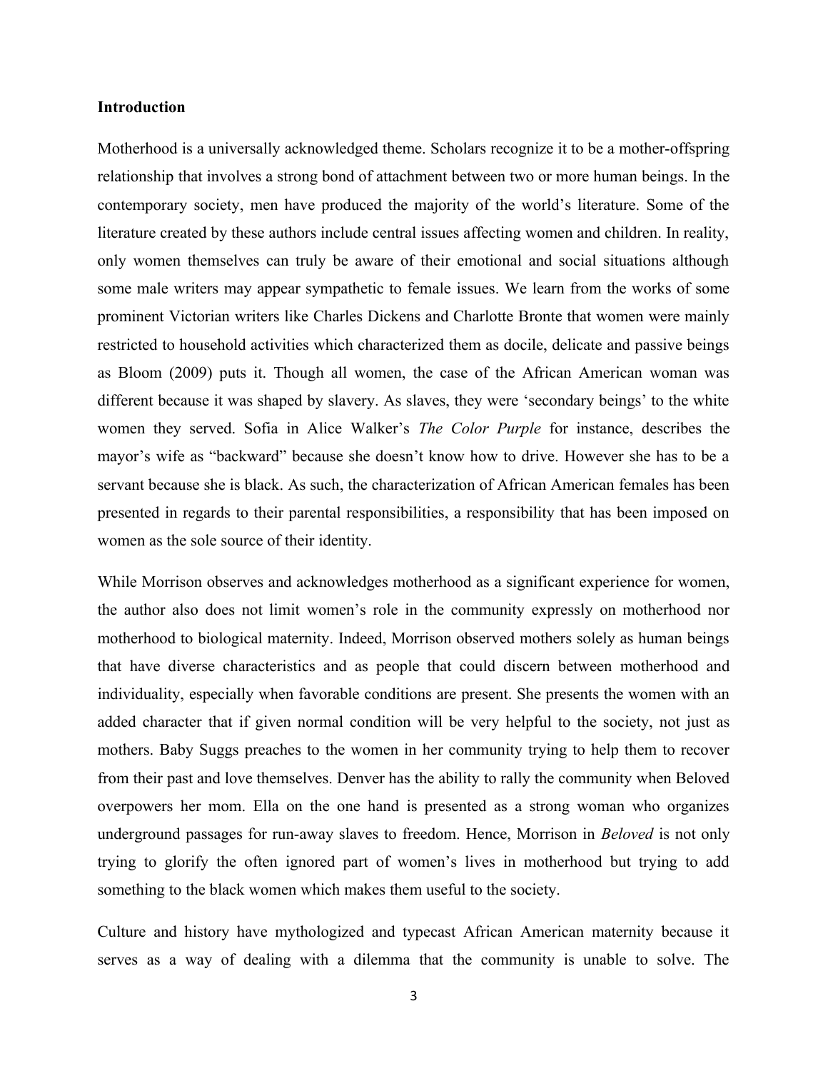**Introduction**

Motherhood is a universally acknowledged theme. Scholars recognize it to be a mother-offspring relationship that involves a strong bond of attachment between two or more human beings. In the contemporary society, men have produced the majority of the world's literature. Some of the literature created by these authors include central issues affecting women and children. In reality, only women themselves can truly be aware of their emotional and social situations although some male writers may appear sympathetic to female issues. We learn from the works of some prominent Victorian writers like Charles Dickens and Charlotte Bronte that women were mainly restricted to household activities which characterized them as docile, delicate and passive beings as Bloom (2009) puts it. Though all women, the case of the African American woman was different because it was shaped by slavery. As slaves, they were 'secondary beings' to the white women they served. Sofia in Alice Walker's *The Color Purple* for instance, describes the mayor's wife as "backward" because she doesn't know how to drive. However she has to be a servant because she is black. As such, the characterization of African American females has been presented in regards to their parental responsibilities, a responsibility that has been imposed on women as the sole source of their identity.

While Morrison observes and acknowledges motherhood as a significant experience for women, the author also does not limit women's role in the community expressly on motherhood nor motherhood to biological maternity. Indeed, Morrison observed mothers solely as human beings that have diverse characteristics and as people that could discern between motherhood and individuality, especially when favorable conditions are present. She presents the women with an added character that if given normal condition will be very helpful to the society, not just as mothers. Baby Suggs preaches to the women in her community trying to help them to recover from their past and love themselves. Denver has the ability to rally the community when Beloved overpowers her mom. Ella on the one hand is presented as a strong woman who organizes underground passages for run-away slaves to freedom. Hence, Morrison in *Beloved* is not only trying to glorify the often ignored part of women's lives in motherhood but trying to add something to the black women which makes them useful to the society.

Culture and history have mythologized and typecast African American maternity because it serves as a way of dealing with a dilemma that the community is unable to solve. The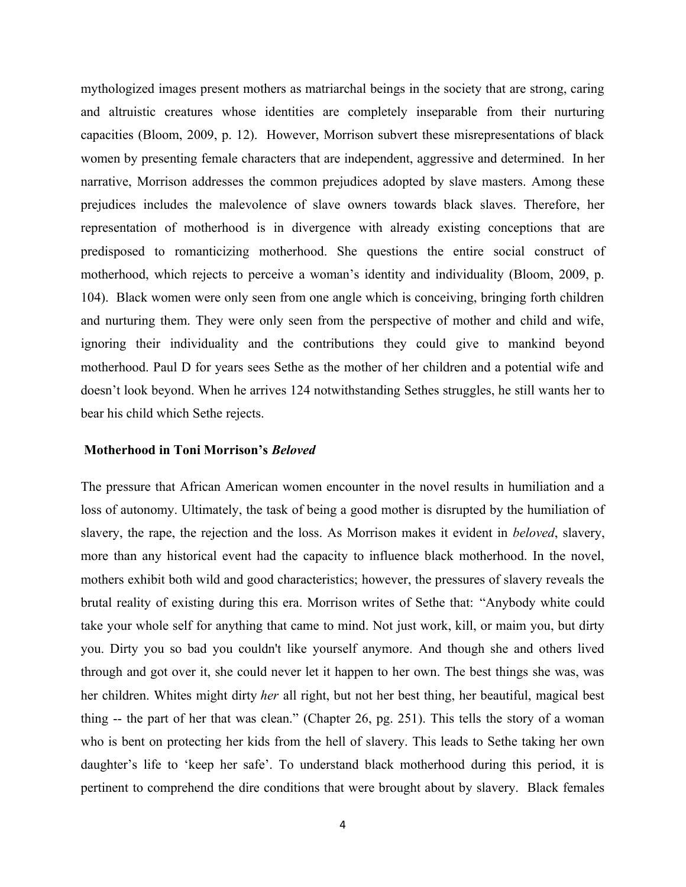mythologized images present mothers as matriarchal beings in the society that are strong, caring and altruistic creatures whose identities are completely inseparable from their nurturing capacities (Bloom, 2009, p. 12). However, Morrison subvert these misrepresentations of black women by presenting female characters that are independent, aggressive and determined. In her narrative, Morrison addresses the common prejudices adopted by slave masters. Among these prejudices includes the malevolence of slave owners towards black slaves. Therefore, her representation of motherhood is in divergence with already existing conceptions that are predisposed to romanticizing motherhood. She questions the entire social construct of motherhood, which rejects to perceive a woman's identity and individuality (Bloom, 2009, p. 104). Black women were only seen from one angle which is conceiving, bringing forth children and nurturing them. They were only seen from the perspective of mother and child and wife, ignoring their individuality and the contributions they could give to mankind beyond motherhood. Paul D for years sees Sethe as the mother of her children and a potential wife and doesn't look beyond. When he arrives 124 notwithstanding Sethes struggles, he still wants her to bear his child which Sethe rejects.

## Motherhood in Toni Morrison's *Beloved*

The pressure that African American women encounter in the novel results in humiliation and a loss of autonomy. Ultimately, the task of being a good mother is disrupted by the humiliation of slavery, the rape, the rejection and the loss. As Morrison makes it evident in *beloved*, slavery, more than any historical event had the capacity to influence black motherhood. In the novel, mothers exhibit both wild and good characteristics; however, the pressures of slavery reveals the brutal reality of existing during this era. Morrison writes of Sethe that: "Anybody white could take your whole self for anything that came to mind. Not just work, kill, or maim you, but dirty you. Dirty you so bad you couldn't like yourself anymore. And though she and others lived through and got over it, she could never let it happen to her own. The best things she was, was her children. Whites might dirty *her* all right, but not her best thing, her beautiful, magical best thing -- the part of her that was clean." (Chapter 26, pg. 251). This tells the story of a woman who is bent on protecting her kids from the hell of slavery. This leads to Sethe taking her own daughter's life to 'keep her safe'. To understand black motherhood during this period, it is pertinent to comprehend the dire conditions that were brought about by slavery. Black females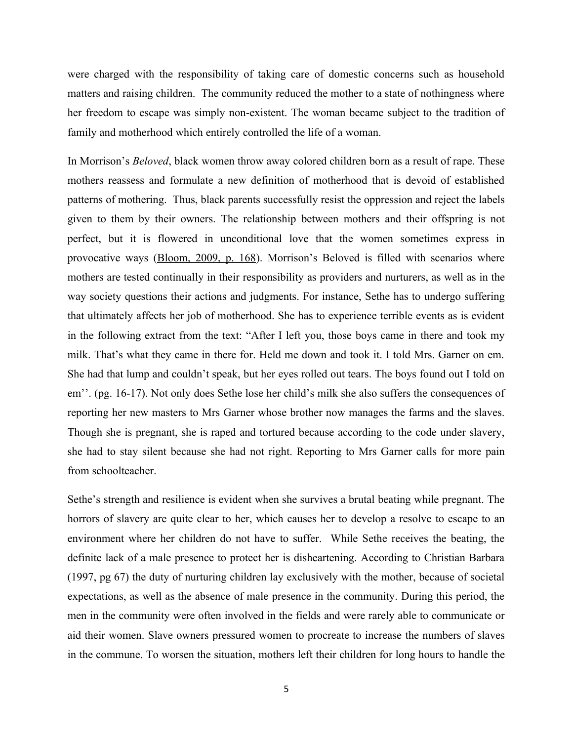were charged with the responsibility of taking care of domestic concerns such as household matters and raising children.  The community reduced the mother to a state of nothingness where her freedom to escape was simply non-existent. The woman became subject to the tradition of family and motherhood which entirely controlled the life of a woman.

In Morrison's *Beloved*, black women throw away colored children born as a result of rape. These mothers reassess and formulate a new definition of motherhood that is devoid of established patterns of mothering.  Thus, black parents successfully resist the oppression and reject the labels given to them by their owners. The relationship between mothers and their offspring is not perfect, but it is flowered in unconditional love that the women sometimes express in provocative ways (Bloom, 2009, p. 168). Morrison's Beloved is filled with scenarios where mothers are tested continually in their responsibility as providers and nurturers, as well as in the way society questions their actions and judgments. For instance, Sethe has to undergo suffering that ultimately affects her job of motherhood. She has to experience terrible events as is evident in the following extract from the text: "After I left you, those boys came in there and took my milk. That's what they came in there for. Held me down and took it. I told Mrs. Garner on em. She had that lump and couldn't speak, but her eyes rolled out tears. The boys found out I told on em''. (pg. 16-17). Not only does Sethe lose her child's milk she also suffers the consequences of reporting her new masters to Mrs Garner whose brother now manages the farms and the slaves. Though she is pregnant, she is raped and tortured because according to the code under slavery, she had to stay silent because she had not right. Reporting to Mrs Garner calls for more pain from schoolteacher.

Sethe's strength and resilience is evident when she survives a brutal beating while pregnant. The horrors of slavery are quite clear to her, which causes her to develop a resolve to escape to an environment where her children do not have to suffer.  While Sethe receives the beating, the definite lack of a male presence to protect her is disheartening. According to Christian Barbara (1997, pg 67) the duty of nurturing children lay exclusively with the mother, because of societal expectations, as well as the absence of male presence in the community. During this period, the men in the community were often involved in the fields and were rarely able to communicate or aid their women. Slave owners pressured women to procreate to increase the numbers of slaves in the commune. To worsen the situation, mothers left their children for long hours to handle the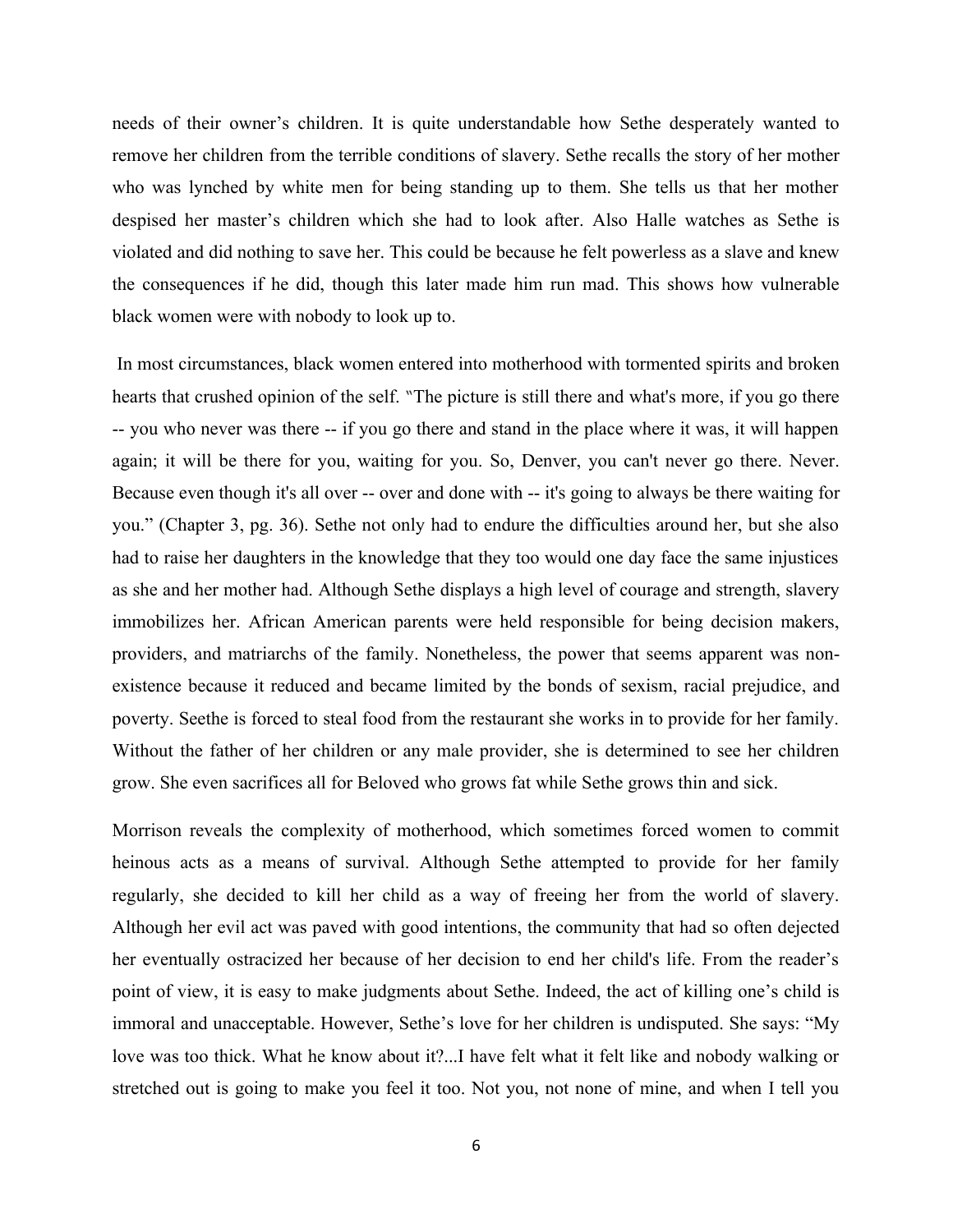needs of their owner's children. It is quite understandable how Sethe desperately wanted to remove her children from the terrible conditions of slavery. Sethe recalls the story of her mother who was lynched by white men for being standing up to them. She tells us that her mother despised her master's children which she had to look after. Also Halle watches as Sethe is violated and did nothing to save her. This could be because he felt powerless as a slave and knew the consequences if he did, though this later made him run mad. This shows how vulnerable black women were with nobody to look up to.

In most circumstances, black women entered into motherhood with tormented spirits and broken hearts that crushed opinion of the self. "The picture is still there and what's more, if you go there -- you who never was there -- if you go there and stand in the place where it was, it will happen again; it will be there for you, waiting for you. So, Denver, you can't never go there. Never. Because even though it's all over -- over and done with -- it's going to always be there waiting for you." (Chapter 3, pg. 36). Sethe not only had to endure the difficulties around her, but she also had to raise her daughters in the knowledge that they too would one day face the same injustices as she and her mother had. Although Sethe displays a high level of courage and strength, slavery immobilizes her. African American parents were held responsible for being decision makers, providers, and matriarchs of the family. Nonetheless, the power that seems apparent was non-existence because it reduced and became limited by the bonds of sexism, racial prejudice, and poverty. Seethe is forced to steal food from the restaurant she works in to provide for her family. Without the father of her children or any male provider, she is determined to see her children grow. She even sacrifices all for Beloved who grows fat while Sethe grows thin and sick.

Morrison reveals the complexity of motherhood, which sometimes forced women to commit heinous acts as a means of survival. Although Sethe attempted to provide for her family regularly, she decided to kill her child as a way of freeing her from the world of slavery. Although her evil act was paved with good intentions, the community that had so often dejected her eventually ostracized her because of her decision to end her child's life. From the reader's point of view, it is easy to make judgments about Sethe. Indeed, the act of killing one's child is immoral and unacceptable. However, Sethe's love for her children is undisputed. She says: "My love was too thick. What he know about it?...I have felt what it felt like and nobody walking or stretched out is going to make you feel it too. Not you, not none of mine, and when I tell you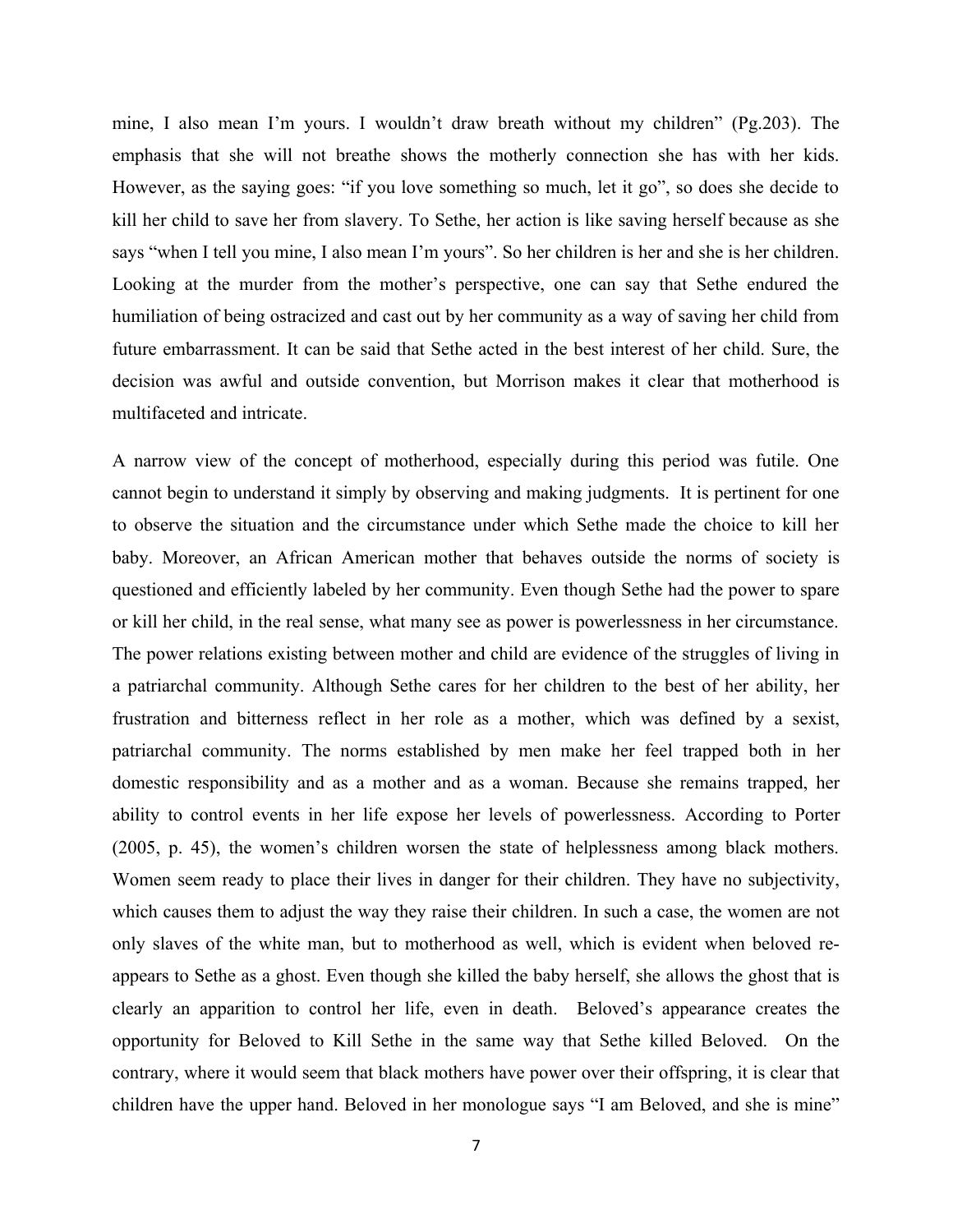mine, I also mean I'm yours. I wouldn't draw breath without my children" (Pg.203). The emphasis that she will not breathe shows the motherly connection she has with her kids. However, as the saying goes: "if you love something so much, let it go", so does she decide to kill her child to save her from slavery. To Sethe, her action is like saving herself because as she says "when I tell you mine, I also mean I'm yours". So her children is her and she is her children. Looking at the murder from the mother's perspective, one can say that Sethe endured the humiliation of being ostracized and cast out by her community as a way of saving her child from future embarrassment. It can be said that Sethe acted in the best interest of her child. Sure, the decision was awful and outside convention, but Morrison makes it clear that motherhood is multifaceted and intricate.

A narrow view of the concept of motherhood, especially during this period was futile. One cannot begin to understand it simply by observing and making judgments. It is pertinent for one to observe the situation and the circumstance under which Sethe made the choice to kill her baby. Moreover, an African American mother that behaves outside the norms of society is questioned and efficiently labeled by her community. Even though Sethe had the power to spare or kill her child, in the real sense, what many see as power is powerlessness in her circumstance. The power relations existing between mother and child are evidence of the struggles of living in a patriarchal community. Although Sethe cares for her children to the best of her ability, her frustration and bitterness reflect in her role as a mother, which was defined by a sexist, patriarchal community. The norms established by men make her feel trapped both in her domestic responsibility and as a mother and as a woman. Because she remains trapped, her ability to control events in her life expose her levels of powerlessness. According to Porter (2005, p. 45), the women's children worsen the state of helplessness among black mothers. Women seem ready to place their lives in danger for their children. They have no subjectivity, which causes them to adjust the way they raise their children. In such a case, the women are not only slaves of the white man, but to motherhood as well, which is evident when beloved re-appears to Sethe as a ghost. Even though she killed the baby herself, she allows the ghost that is clearly an apparition to control her life, even in death. Beloved's appearance creates the opportunity for Beloved to Kill Sethe in the same way that Sethe killed Beloved. On the contrary, where it would seem that black mothers have power over their offspring, it is clear that children have the upper hand. Beloved in her monologue says "I am Beloved, and she is mine"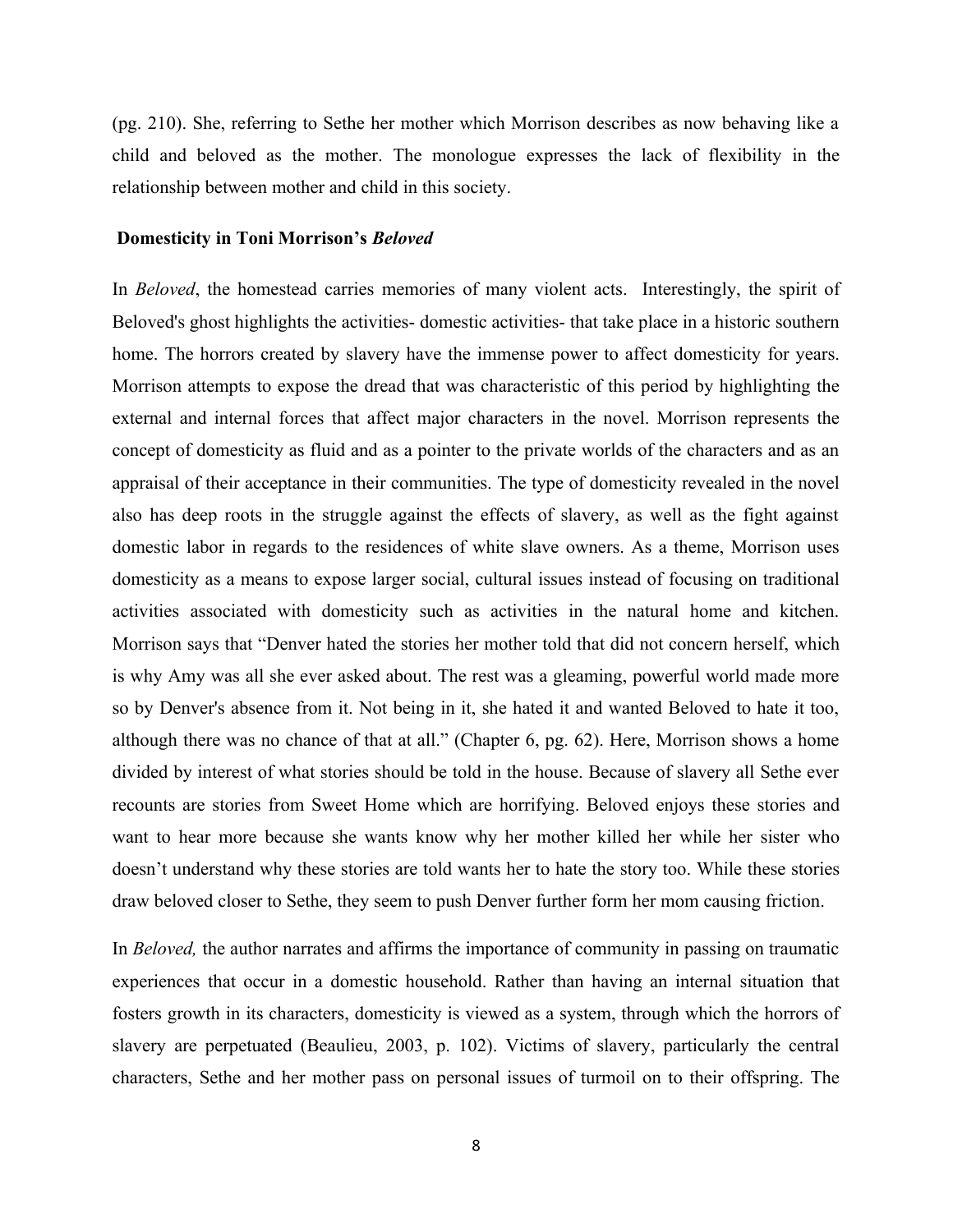(pg. 210). She, referring to Sethe her mother which Morrison describes as now behaving like a child and beloved as the mother. The monologue expresses the lack of flexibility in the relationship between mother and child in this society.

## Domesticity in Toni Morrison's *Beloved*

In *Beloved*, the homestead carries memories of many violent acts. Interestingly, the spirit of Beloved's ghost highlights the activities- domestic activities- that take place in a historic southern home. The horrors created by slavery have the immense power to affect domesticity for years. Morrison attempts to expose the dread that was characteristic of this period by highlighting the external and internal forces that affect major characters in the novel. Morrison represents the concept of domesticity as fluid and as a pointer to the private worlds of the characters and as an appraisal of their acceptance in their communities. The type of domesticity revealed in the novel also has deep roots in the struggle against the effects of slavery, as well as the fight against domestic labor in regards to the residences of white slave owners. As a theme, Morrison uses domesticity as a means to expose larger social, cultural issues instead of focusing on traditional activities associated with domesticity such as activities in the natural home and kitchen. Morrison says that "Denver hated the stories her mother told that did not concern herself, which is why Amy was all she ever asked about. The rest was a gleaming, powerful world made more so by Denver's absence from it. Not being in it, she hated it and wanted Beloved to hate it too, although there was no chance of that at all." (Chapter 6, pg. 62). Here, Morrison shows a home divided by interest of what stories should be told in the house. Because of slavery all Sethe ever recounts are stories from Sweet Home which are horrifying. Beloved enjoys these stories and want to hear more because she wants know why her mother killed her while her sister who doesn't understand why these stories are told wants her to hate the story too. While these stories draw beloved closer to Sethe, they seem to push Denver further form her mom causing friction.

In *Beloved,* the author narrates and affirms the importance of community in passing on traumatic experiences that occur in a domestic household. Rather than having an internal situation that fosters growth in its characters, domesticity is viewed as a system, through which the horrors of slavery are perpetuated (Beaulieu, 2003, p. 102). Victims of slavery, particularly the central characters, Sethe and her mother pass on personal issues of turmoil on to their offspring. The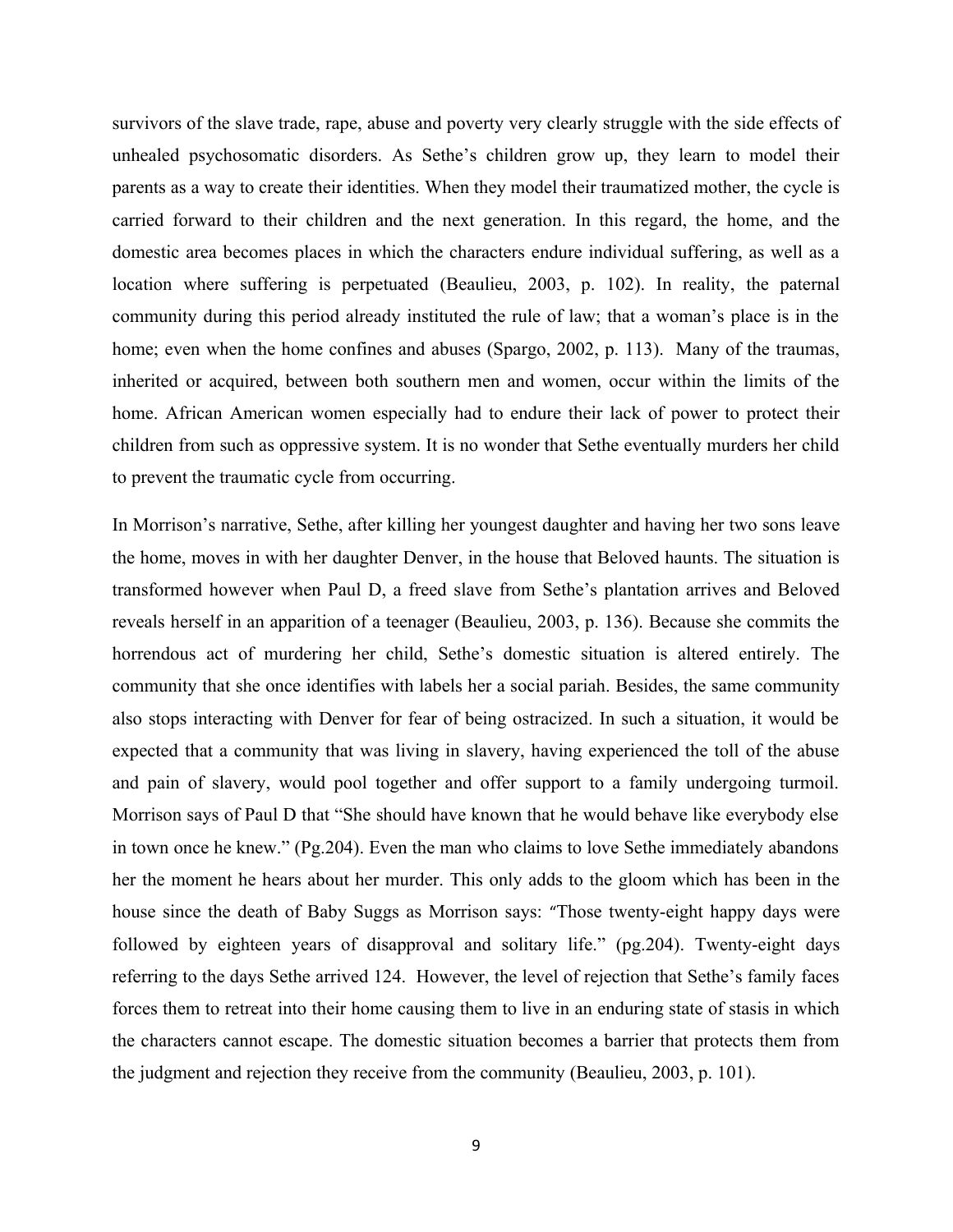survivors of the slave trade, rape, abuse and poverty very clearly struggle with the side effects of unhealed psychosomatic disorders. As Sethe's children grow up, they learn to model their parents as a way to create their identities. When they model their traumatized mother, the cycle is carried forward to their children and the next generation. In this regard, the home, and the domestic area becomes places in which the characters endure individual suffering, as well as a location where suffering is perpetuated (Beaulieu, 2003, p. 102). In reality, the paternal community during this period already instituted the rule of law; that a woman's place is in the home; even when the home confines and abuses (Spargo, 2002, p. 113). Many of the traumas, inherited or acquired, between both southern men and women, occur within the limits of the home. African American women especially had to endure their lack of power to protect their children from such as oppressive system. It is no wonder that Sethe eventually murders her child to prevent the traumatic cycle from occurring.

In Morrison's narrative, Sethe, after killing her youngest daughter and having her two sons leave the home, moves in with her daughter Denver, in the house that Beloved haunts. The situation is transformed however when Paul D, a freed slave from Sethe's plantation arrives and Beloved reveals herself in an apparition of a teenager (Beaulieu, 2003, p. 136). Because she commits the horrendous act of murdering her child, Sethe's domestic situation is altered entirely. The community that she once identifies with labels her a social pariah. Besides, the same community also stops interacting with Denver for fear of being ostracized. In such a situation, it would be expected that a community that was living in slavery, having experienced the toll of the abuse and pain of slavery, would pool together and offer support to a family undergoing turmoil. Morrison says of Paul D that "She should have known that he would behave like everybody else in town once he knew." (Pg.204). Even the man who claims to love Sethe immediately abandons her the moment he hears about her murder. This only adds to the gloom which has been in the house since the death of Baby Suggs as Morrison says: "Those twenty-eight happy days were followed by eighteen years of disapproval and solitary life." (pg.204). Twenty-eight days referring to the days Sethe arrived 124. However, the level of rejection that Sethe's family faces forces them to retreat into their home causing them to live in an enduring state of stasis in which the characters cannot escape. The domestic situation becomes a barrier that protects them from the judgment and rejection they receive from the community (Beaulieu, 2003, p. 101).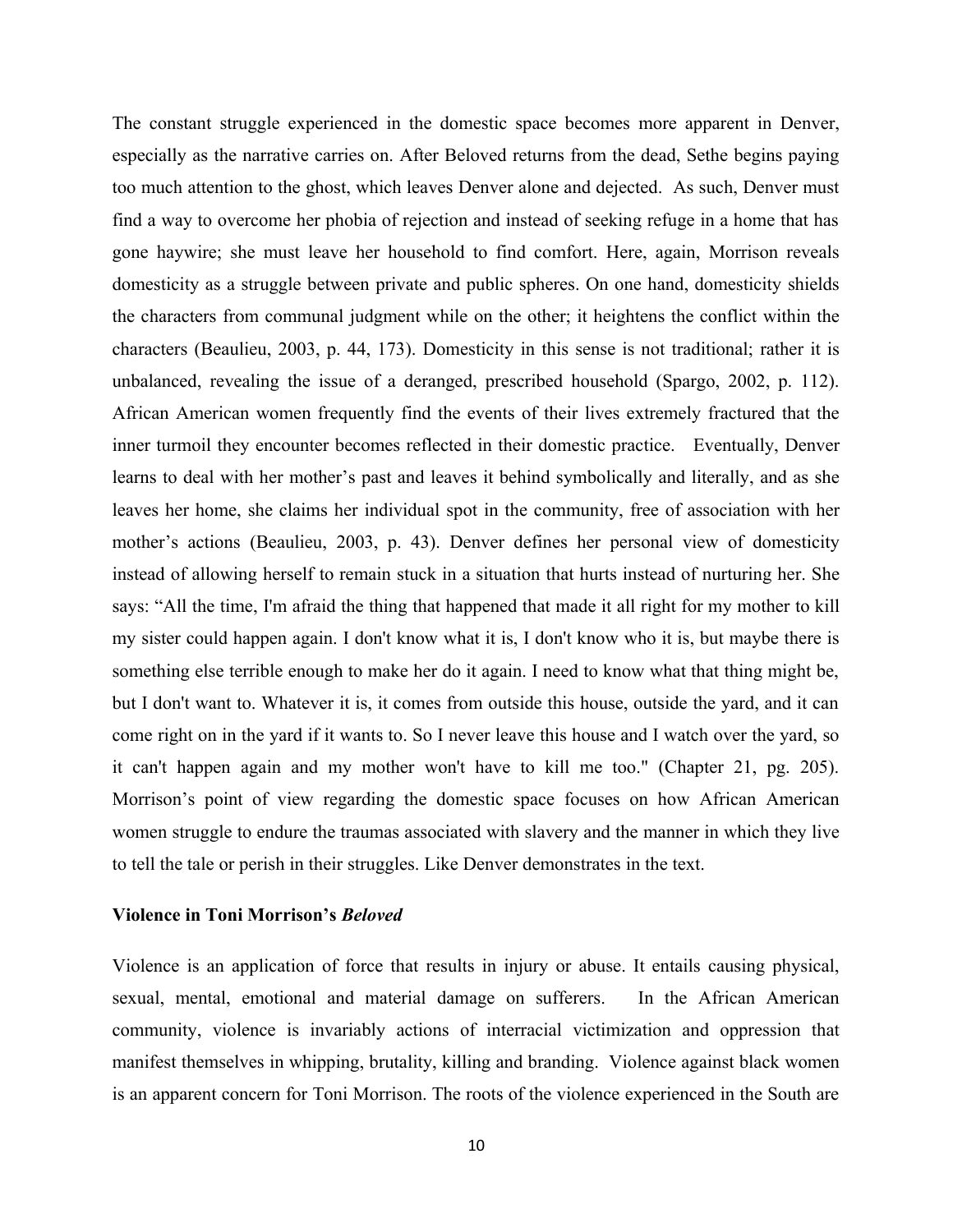The constant struggle experienced in the domestic space becomes more apparent in Denver, especially as the narrative carries on. After Beloved returns from the dead, Sethe begins paying too much attention to the ghost, which leaves Denver alone and dejected. As such, Denver must find a way to overcome her phobia of rejection and instead of seeking refuge in a home that has gone haywire; she must leave her household to find comfort. Here, again, Morrison reveals domesticity as a struggle between private and public spheres. On one hand, domesticity shields the characters from communal judgment while on the other; it heightens the conflict within the characters (Beaulieu, 2003, p. 44, 173). Domesticity in this sense is not traditional; rather it is unbalanced, revealing the issue of a deranged, prescribed household (Spargo, 2002, p. 112). African American women frequently find the events of their lives extremely fractured that the inner turmoil they encounter becomes reflected in their domestic practice. Eventually, Denver learns to deal with her mother's past and leaves it behind symbolically and literally, and as she leaves her home, she claims her individual spot in the community, free of association with her mother's actions (Beaulieu, 2003, p. 43). Denver defines her personal view of domesticity instead of allowing herself to remain stuck in a situation that hurts instead of nurturing her. She says: "All the time, I'm afraid the thing that happened that made it all right for my mother to kill my sister could happen again. I don't know what it is, I don't know who it is, but maybe there is something else terrible enough to make her do it again. I need to know what that thing might be, but I don't want to. Whatever it is, it comes from outside this house, outside the yard, and it can come right on in the yard if it wants to. So I never leave this house and I watch over the yard, so it can't happen again and my mother won't have to kill me too." (Chapter 21, pg. 205). Morrison's point of view regarding the domestic space focuses on how African American women struggle to endure the traumas associated with slavery and the manner in which they live to tell the tale or perish in their struggles. Like Denver demonstrates in the text.

## Violence in Toni Morrison's *Beloved*

Violence is an application of force that results in injury or abuse. It entails causing physical, sexual, mental, emotional and material damage on sufferers. In the African American community, violence is invariably actions of interracial victimization and oppression that manifest themselves in whipping, brutality, killing and branding. Violence against black women is an apparent concern for Toni Morrison. The roots of the violence experienced in the South are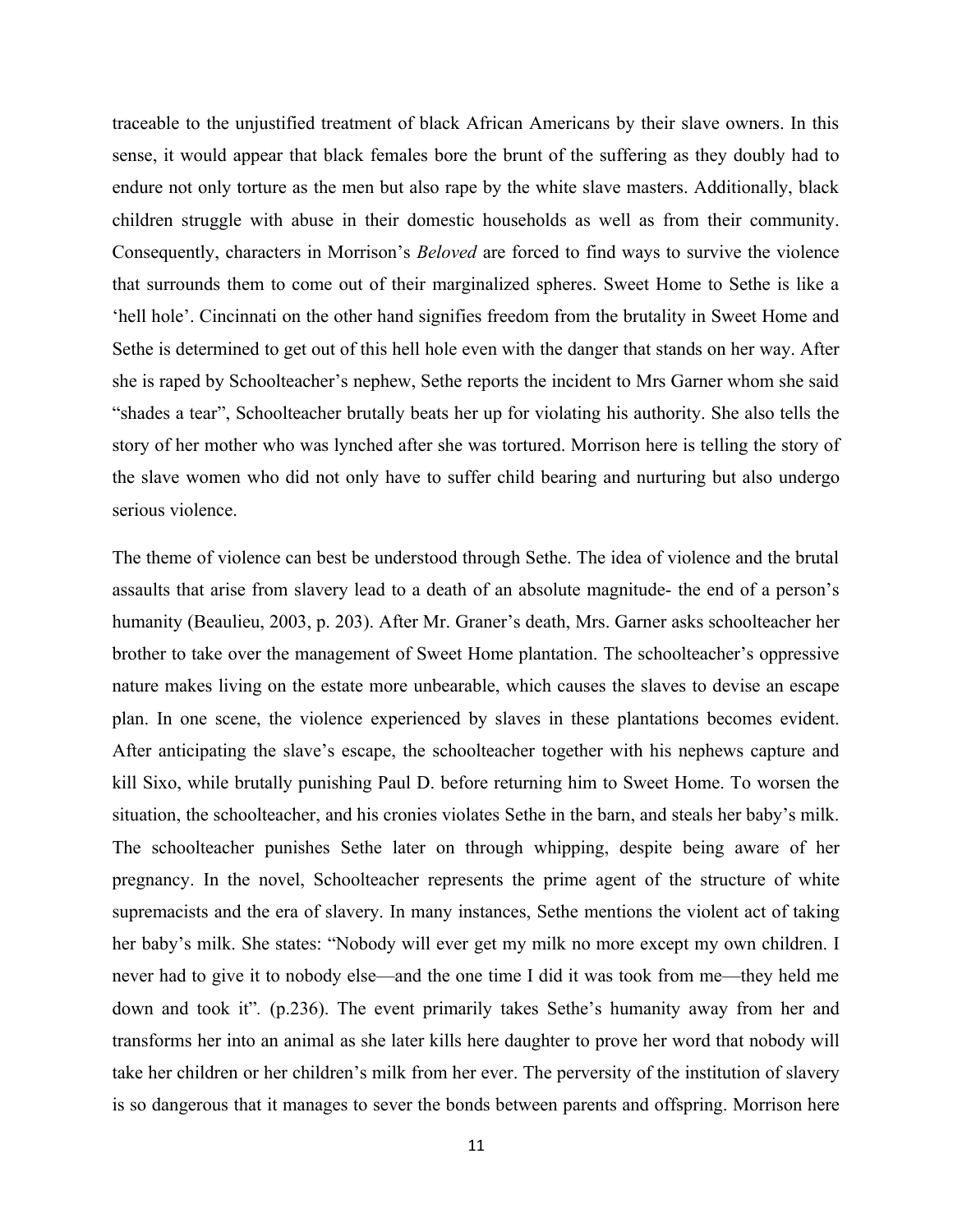traceable to the unjustified treatment of black African Americans by their slave owners. In this sense, it would appear that black females bore the brunt of the suffering as they doubly had to endure not only torture as the men but also rape by the white slave masters. Additionally, black children struggle with abuse in their domestic households as well as from their community. Consequently, characters in Morrison's *Beloved* are forced to find ways to survive the violence that surrounds them to come out of their marginalized spheres. Sweet Home to Sethe is like a 'hell hole'. Cincinnati on the other hand signifies freedom from the brutality in Sweet Home and Sethe is determined to get out of this hell hole even with the danger that stands on her way. After she is raped by Schoolteacher's nephew, Sethe reports the incident to Mrs Garner whom she said "shades a tear", Schoolteacher brutally beats her up for violating his authority. She also tells the story of her mother who was lynched after she was tortured. Morrison here is telling the story of the slave women who did not only have to suffer child bearing and nurturing but also undergo serious violence.

The theme of violence can best be understood through Sethe. The idea of violence and the brutal assaults that arise from slavery lead to a death of an absolute magnitude- the end of a person's humanity (Beaulieu, 2003, p. 203). After Mr. Graner's death, Mrs. Garner asks schoolteacher her brother to take over the management of Sweet Home plantation. The schoolteacher's oppressive nature makes living on the estate more unbearable, which causes the slaves to devise an escape plan. In one scene, the violence experienced by slaves in these plantations becomes evident. After anticipating the slave's escape, the schoolteacher together with his nephews capture and kill Sixo, while brutally punishing Paul D. before returning him to Sweet Home. To worsen the situation, the schoolteacher, and his cronies violates Sethe in the barn, and steals her baby's milk. The schoolteacher punishes Sethe later on through whipping, despite being aware of her pregnancy. In the novel, Schoolteacher represents the prime agent of the structure of white supremacists and the era of slavery. In many instances, Sethe mentions the violent act of taking her baby's milk. She states: "Nobody will ever get my milk no more except my own children. I never had to give it to nobody else—and the one time I did it was took from me—they held me down and took it". (p.236). The event primarily takes Sethe's humanity away from her and transforms her into an animal as she later kills here daughter to prove her word that nobody will take her children or her children's milk from her ever. The perversity of the institution of slavery is so dangerous that it manages to sever the bonds between parents and offspring. Morrison here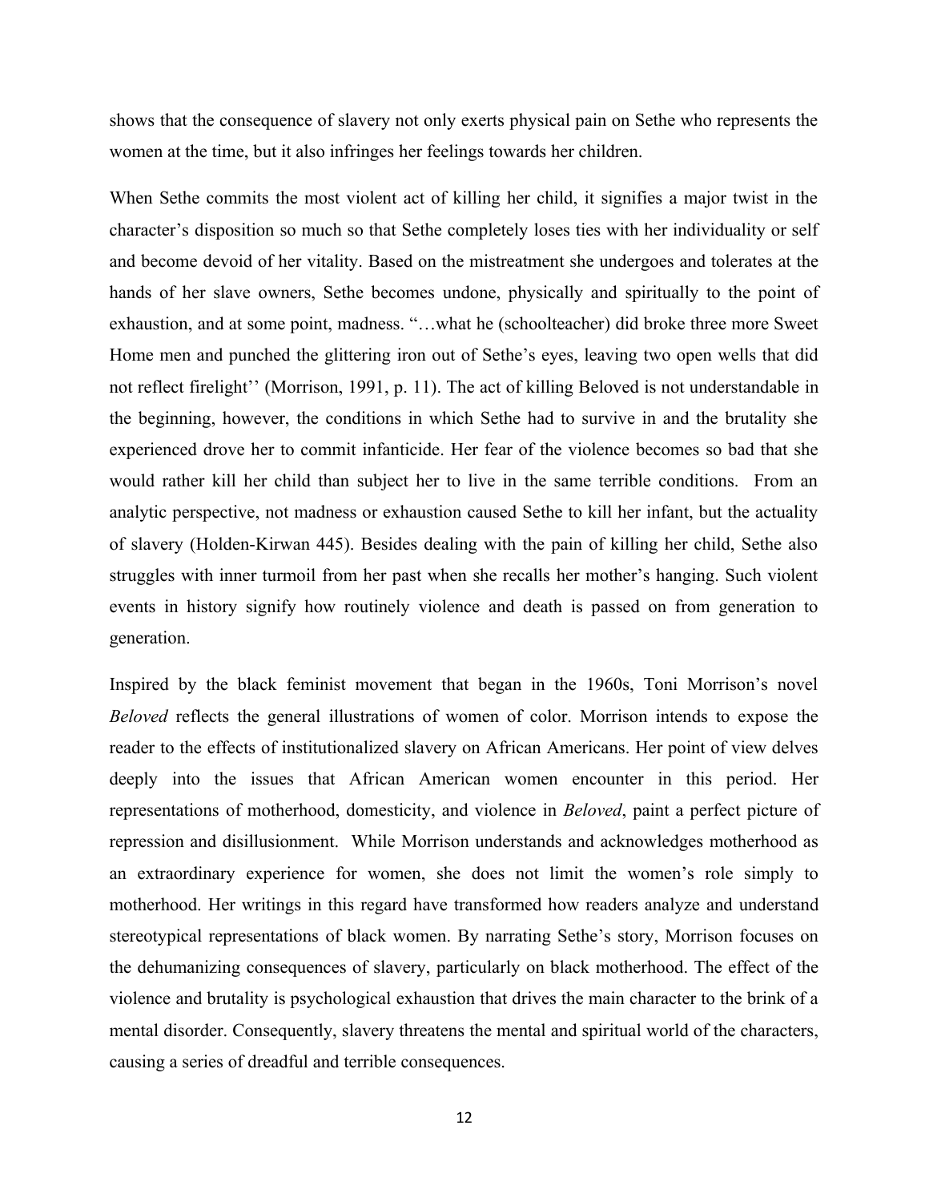shows that the consequence of slavery not only exerts physical pain on Sethe who represents the women at the time, but it also infringes her feelings towards her children.

When Sethe commits the most violent act of killing her child, it signifies a major twist in the character's disposition so much so that Sethe completely loses ties with her individuality or self and become devoid of her vitality. Based on the mistreatment she undergoes and tolerates at the hands of her slave owners, Sethe becomes undone, physically and spiritually to the point of exhaustion, and at some point, madness. "…what he (schoolteacher) did broke three more Sweet Home men and punched the glittering iron out of Sethe's eyes, leaving two open wells that did not reflect firelight'' (Morrison, 1991, p. 11). The act of killing Beloved is not understandable in the beginning, however, the conditions in which Sethe had to survive in and the brutality she experienced drove her to commit infanticide. Her fear of the violence becomes so bad that she would rather kill her child than subject her to live in the same terrible conditions. From an analytic perspective, not madness or exhaustion caused Sethe to kill her infant, but the actuality of slavery (Holden-Kirwan 445). Besides dealing with the pain of killing her child, Sethe also struggles with inner turmoil from her past when she recalls her mother's hanging. Such violent events in history signify how routinely violence and death is passed on from generation to generation.

Inspired by the black feminist movement that began in the 1960s, Toni Morrison's novel *Beloved* reflects the general illustrations of women of color. Morrison intends to expose the reader to the effects of institutionalized slavery on African Americans. Her point of view delves deeply into the issues that African American women encounter in this period. Her representations of motherhood, domesticity, and violence in *Beloved*, paint a perfect picture of repression and disillusionment. While Morrison understands and acknowledges motherhood as an extraordinary experience for women, she does not limit the women's role simply to motherhood. Her writings in this regard have transformed how readers analyze and understand stereotypical representations of black women. By narrating Sethe's story, Morrison focuses on the dehumanizing consequences of slavery, particularly on black motherhood. The effect of the violence and brutality is psychological exhaustion that drives the main character to the brink of a mental disorder. Consequently, slavery threatens the mental and spiritual world of the characters, causing a series of dreadful and terrible consequences.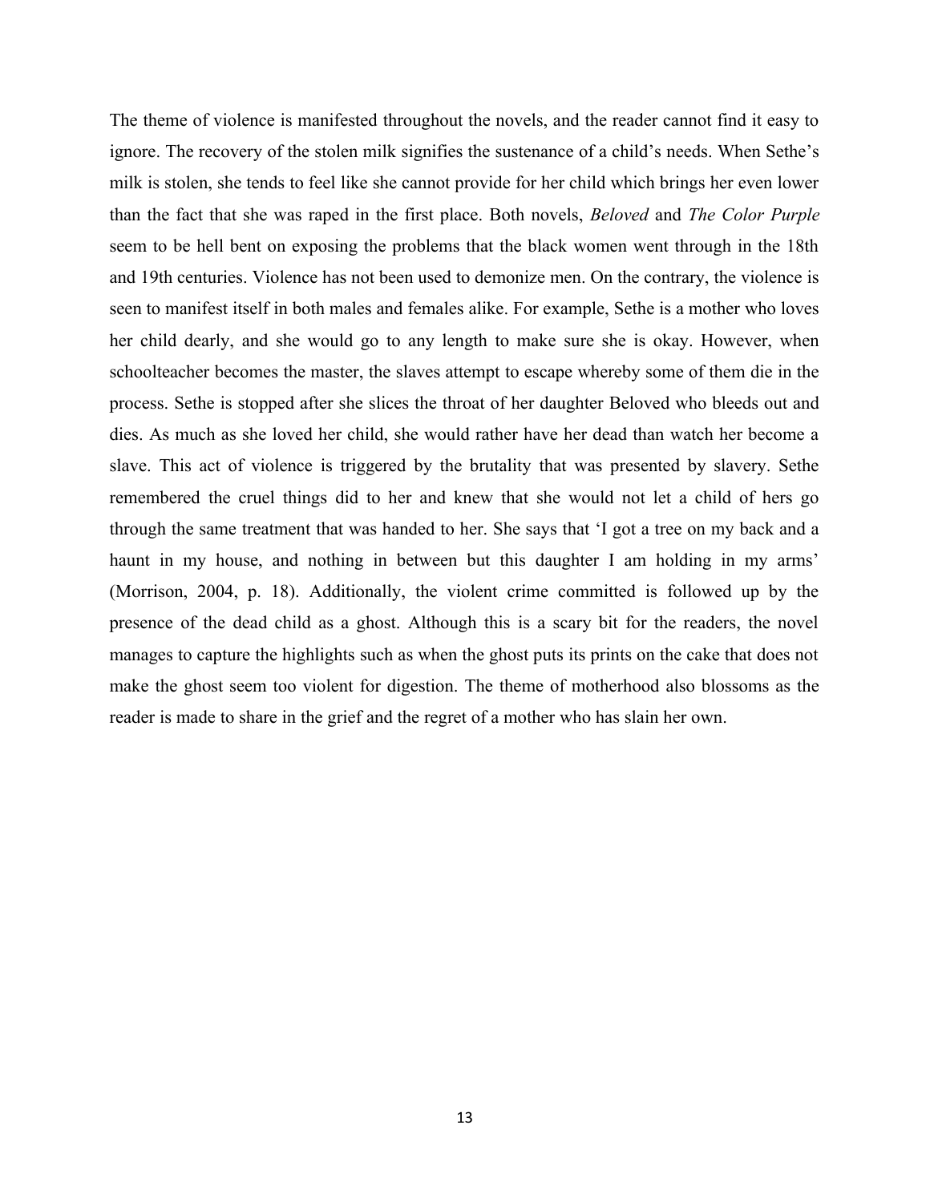The theme of violence is manifested throughout the novels, and the reader cannot find it easy to ignore. The recovery of the stolen milk signifies the sustenance of a child's needs. When Sethe's milk is stolen, she tends to feel like she cannot provide for her child which brings her even lower than the fact that she was raped in the first place. Both novels, *Beloved* and *The Color Purple* seem to be hell bent on exposing the problems that the black women went through in the 18th and 19th centuries. Violence has not been used to demonize men. On the contrary, the violence is seen to manifest itself in both males and females alike. For example, Sethe is a mother who loves her child dearly, and she would go to any length to make sure she is okay. However, when schoolteacher becomes the master, the slaves attempt to escape whereby some of them die in the process. Sethe is stopped after she slices the throat of her daughter Beloved who bleeds out and dies. As much as she loved her child, she would rather have her dead than watch her become a slave. This act of violence is triggered by the brutality that was presented by slavery. Sethe remembered the cruel things did to her and knew that she would not let a child of hers go through the same treatment that was handed to her. She says that 'I got a tree on my back and a haunt in my house, and nothing in between but this daughter I am holding in my arms' (Morrison, 2004, p. 18). Additionally, the violent crime committed is followed up by the presence of the dead child as a ghost. Although this is a scary bit for the readers, the novel manages to capture the highlights such as when the ghost puts its prints on the cake that does not make the ghost seem too violent for digestion. The theme of motherhood also blossoms as the reader is made to share in the grief and the regret of a mother who has slain her own.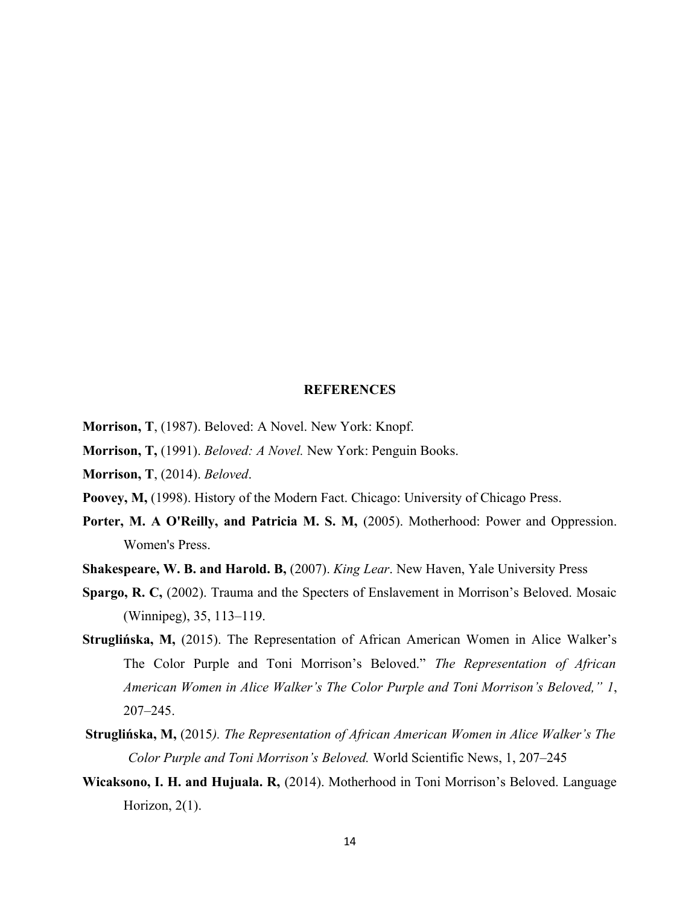## REFERENCES

**Morrison, T**, (1987). Beloved: A Novel. New York: Knopf.

**Morrison, T,** (1991). *Beloved: A Novel.* New York: Penguin Books.

**Morrison, T**, (2014). *Beloved*.

**Poovey, M,** (1998). History of the Modern Fact. Chicago: University of Chicago Press.

**Porter, M. A O'Reilly, and Patricia M. S. M,** (2005). Motherhood: Power and Oppression. Women's Press.

**Shakespeare, W. B. and Harold. B,** (2007). *King Lear*. New Haven, Yale University Press

**Spargo, R. C,** (2002). Trauma and the Specters of Enslavement in Morrison's Beloved. Mosaic (Winnipeg), 35, 113–119.

**Struglińska, M,** (2015). The Representation of African American Women in Alice Walker's The Color Purple and Toni Morrison's Beloved." *The Representation of African American Women in Alice Walker's The Color Purple and Toni Morrison's Beloved," 1*, 207–245.

**Struglińska, M,** (2015*). The Representation of African American Women in Alice Walker's The Color Purple and Toni Morrison's Beloved.* World Scientific News, 1, 207–245

**Wicaksono, I. H. and Hujuala. R,** (2014). Motherhood in Toni Morrison's Beloved. Language Horizon, 2(1).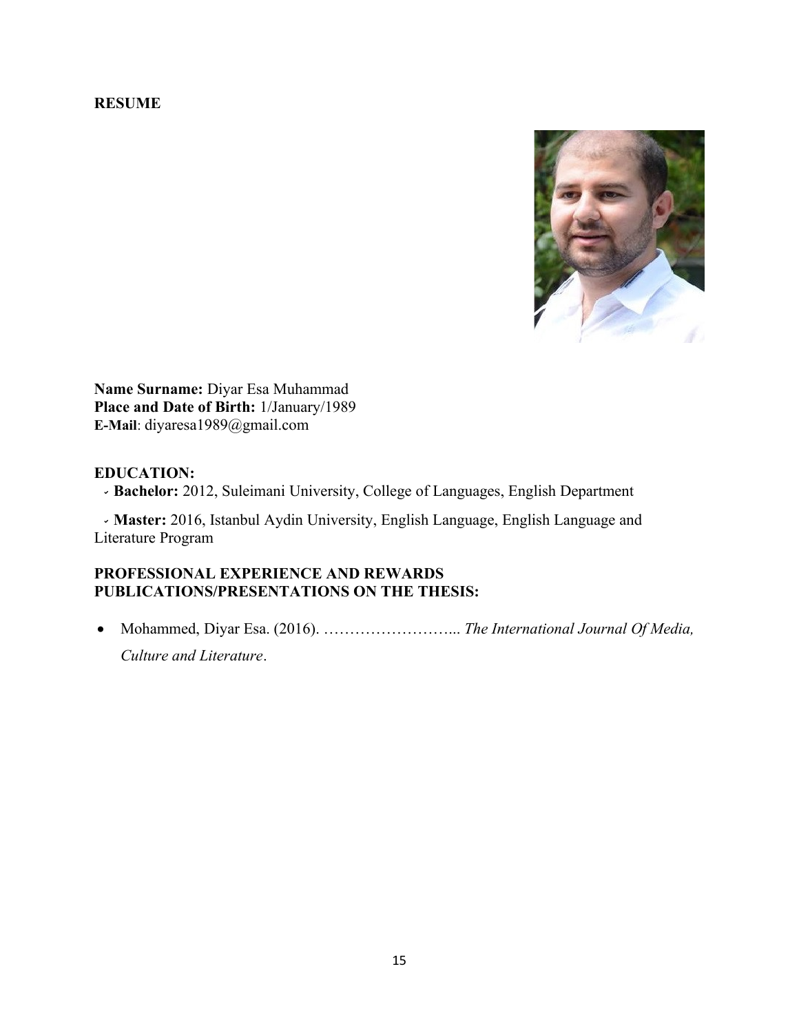**RESUME**

**Name Surname:** Diyar Esa Muhammad
**Place and Date of Birth:** 1/January/1989
**E-Mail**: diyaresa1989@gmail.com

**EDUCATION:**

- **Bachelor:** 2012, Suleimani University, College of Languages, English Department
- **Master:** 2016, Istanbul Aydin University, English Language, English Language and Literature Program

**PROFESSIONAL EXPERIENCE AND REWARDS**
**PUBLICATIONS/PRESENTATIONS ON THE THESIS:**

- Mohammed, Diyar Esa. (2016). ……………………... *The International Journal Of Media, Culture and Literature*.